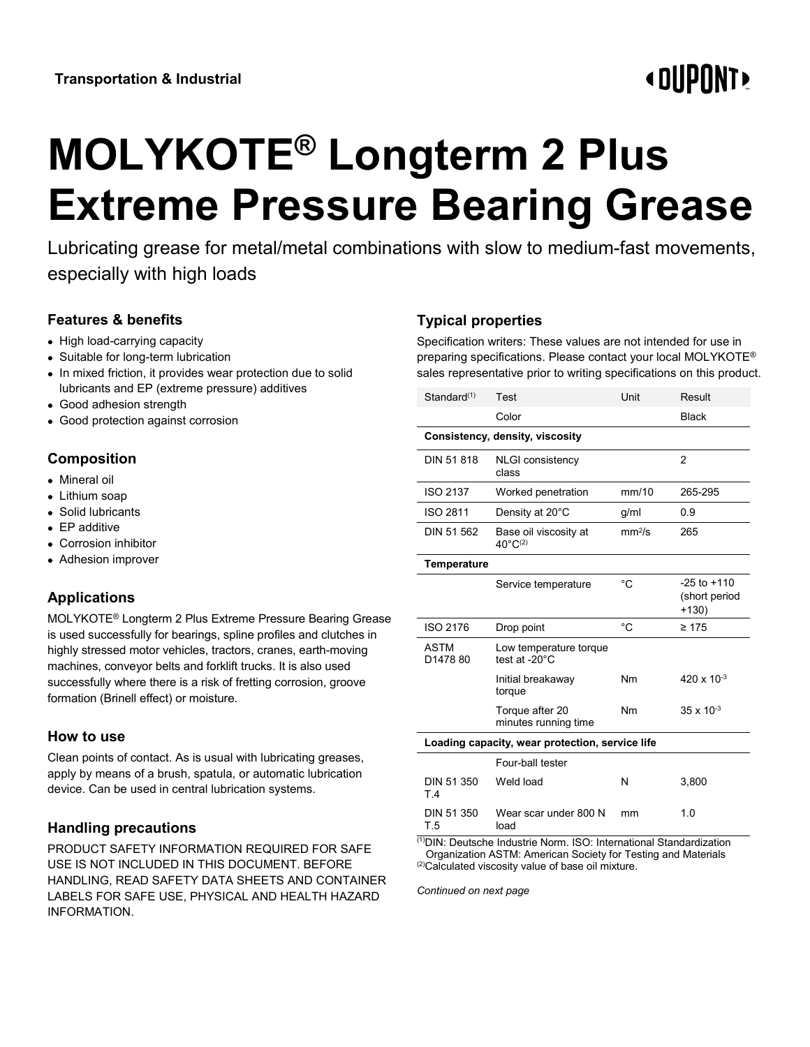Transportation & Industrial

# MOLYKOTE® Longterm 2 Plus Extreme Pressure Bearing Grease

Lubricating grease for metal/metal combinations with slow to medium-fast movements, especially with high loads

## Features & benefits

- High load-carrying capacity
- Suitable for long-term lubrication
- In mixed friction, it provides wear protection due to solid lubricants and EP (extreme pressure) additives
- Good adhesion strength
- Good protection against corrosion

## Composition

- Mineral oil
- Lithium soap
- Solid lubricants
- EP additive
- Corrosion inhibitor
- Adhesion improver

## Applications

MOLYKOTE® Longterm 2 Plus Extreme Pressure Bearing Grease is used successfully for bearings, spline profiles and clutches in highly stressed motor vehicles, tractors, cranes, earth-moving machines, conveyor belts and forklift trucks. It is also used successfully where there is a risk of fretting corrosion, groove formation (Brinell effect) or moisture.

## How to use

Clean points of contact. As is usual with lubricating greases, apply by means of a brush, spatula, or automatic lubrication device. Can be used in central lubrication systems.

## Handling precautions

PRODUCT SAFETY INFORMATION REQUIRED FOR SAFE USE IS NOT INCLUDED IN THIS DOCUMENT. BEFORE HANDLING, READ SAFETY DATA SHEETS AND CONTAINER LABELS FOR SAFE USE, PHYSICAL AND HEALTH HAZARD INFORMATION.

## Typical properties

Specification writers: These values are not intended for use in preparing specifications. Please contact your local MOLYKOTE® sales representative prior to writing specifications on this product.

| Standard[1] | Test | Unit | Result |
|---|---|---|---|
| | Color | | Black |
| **Consistency, density, viscosity** | | | |
| DIN 51 818 | NLGI consistency class | | 2 |
| ISO 2137 | Worked penetration | mm/10 | 265-295 |
| ISO 2811 | Density at 20°C | g/ml | 0.9 |
| DIN 51 562 | Base oil viscosity at 40°C[2] | $mm^2/s$ | 265 |
| **Temperature** | | | |
| | Service temperature | °C | -25 to +110 (short period +130) |
| ISO 2176 | Drop point | °C | ≥ 175 |
| ASTM D1478 80 | Low temperature torque test at -20°C | | |
| | Initial breakaway torque | Nm | $420 \times 10^{-3}$ |
| | Torque after 20 minutes running time | Nm | $35 \times 10^{-3}$ |
| **Loading capacity, wear protection, service life** | | | |
| | Four-ball tester | | |
| DIN 51 350 T.4 | Weld load | N | 3,800 |
| DIN 51 350 T.5 | Wear scar under 800 N load | mm | 1.0 |

[1]DIN: Deutsche Industrie Norm. ISO: International Standardization Organization ASTM: American Society for Testing and Materials
[2]Calculated viscosity value of base oil mixture.

*Continued on next page*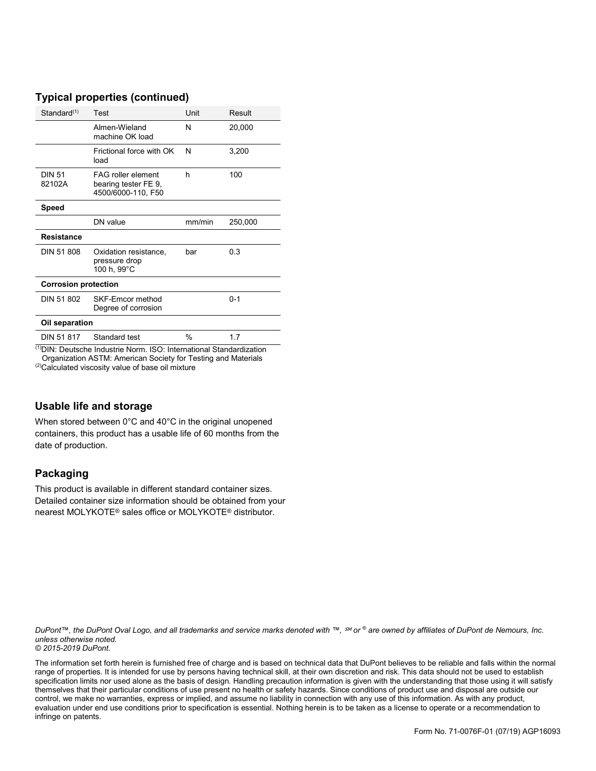## Typical properties (continued)

| Standard[1] | Test | Unit | Result |
| --- | --- | --- | --- |
| | Almen-Wieland machine OK load | N | 20,000 |
| | Frictional force with OK load | N | 3,200 |
| DIN 51 82102A | FAG roller element bearing tester FE 9, 4500/6000-110, F50 | h | 100 |
| **Speed** | | | |
| | DN value | mm/min | 250,000 |
| **Resistance** | | | |
| DIN 51 808 | Oxidation resistance, pressure drop 100 h, 99°C | bar | 0.3 |
| **Corrosion protection** | | | |
| DIN 51 802 | SKF-Emcor method Degree of corrosion | | 0-1 |
| **Oil separation** | | | |
| DIN 51 817 | Standard test | % | 1.7 |

[1]DIN: Deutsche Industrie Norm. ISO: International Standardization Organization ASTM: American Society for Testing and Materials
[2]Calculated viscosity value of base oil mixture

## Usable life and storage

When stored between 0°C and 40°C in the original unopened containers, this product has a usable life of 60 months from the date of production.

## Packaging

This product is available in different standard container sizes. Detailed container size information should be obtained from your nearest MOLYKOTE® sales office or MOLYKOTE® distributor.

*DuPont™, the DuPont Oval Logo, and all trademarks and service marks denoted with ™, ℠ or ® are owned by affiliates of DuPont de Nemours, Inc. unless otherwise noted.*
*© 2015-2019 DuPont.*

The information set forth herein is furnished free of charge and is based on technical data that DuPont believes to be reliable and falls within the normal range of properties. It is intended for use by persons having technical skill, at their own discretion and risk. This data should not be used to establish specification limits nor used alone as the basis of design. Handling precaution information is given with the understanding that those using it will satisfy themselves that their particular conditions of use present no health or safety hazards. Since conditions of product use and disposal are outside our control, we make no warranties, express or implied, and assume no liability in connection with any use of this information. As with any product, evaluation under end use conditions prior to specification is essential. Nothing herein is to be taken as a license to operate or a recommendation to infringe on patents.

Form No. 71-0076F-01 (07/19) AGP16093